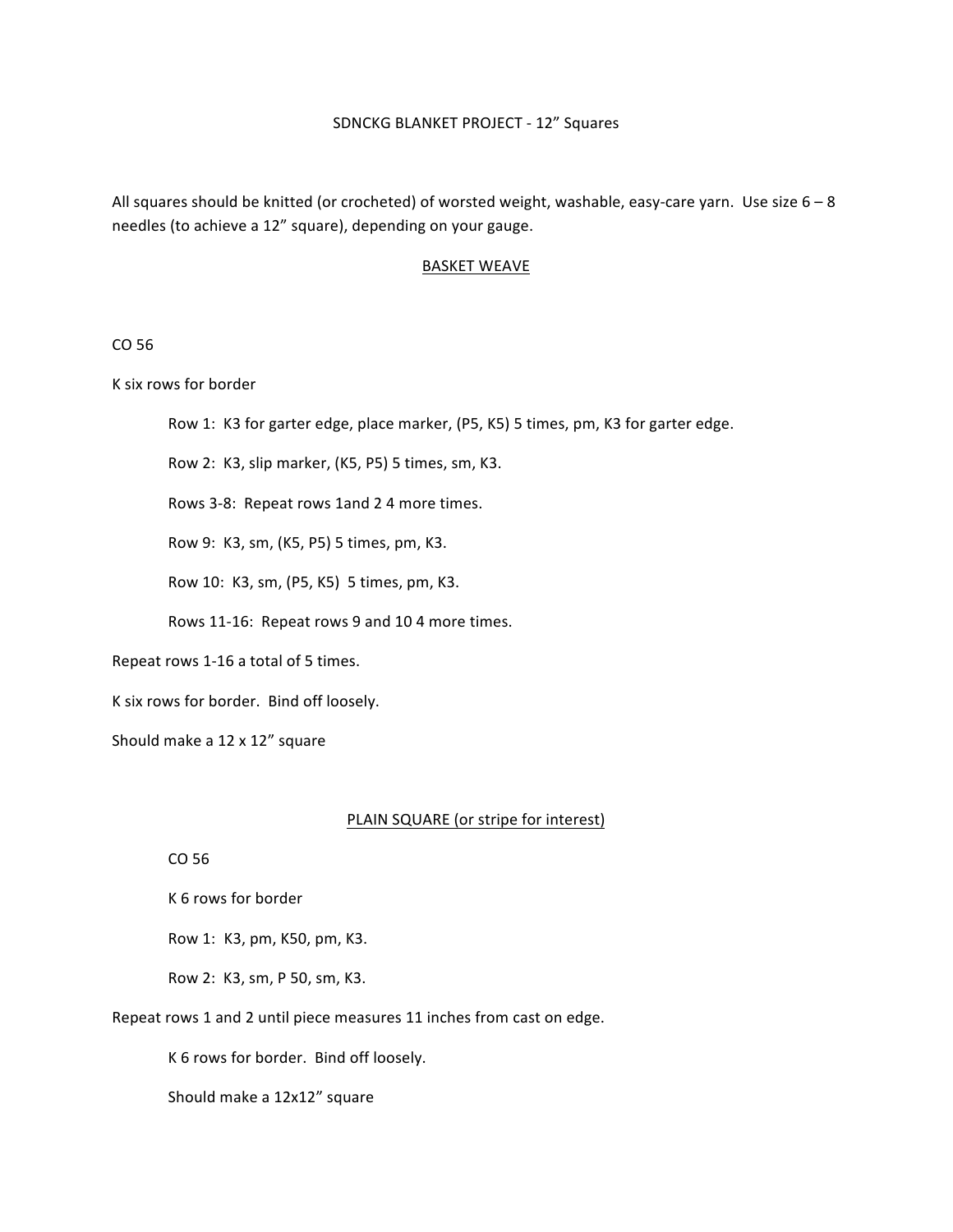# SDNCKG BLANKET PROJECT - 12" Squares

All squares should be knitted (or crocheted) of worsted weight, washable, easy-care yarn. Use size 6 – 8 needles (to achieve a 12" square), depending on your gauge.

## BASKET WEAVE

CO 56

K six rows for border

> Row 1: K3 for garter edge, place marker, (P5, K5) 5 times, pm, K3 for garter edge.
>
> Row 2: K3, slip marker, (K5, P5) 5 times, sm, K3.
>
> Rows 3-8: Repeat rows 1and 2 4 more times.
>
> Row 9: K3, sm, (K5, P5) 5 times, pm, K3.
>
> Row 10: K3, sm, (P5, K5) 5 times, pm, K3.
>
> Rows 11-16: Repeat rows 9 and 10 4 more times.

Repeat rows 1-16 a total of 5 times.

K six rows for border. Bind off loosely.

Should make a 12 x 12" square

## PLAIN SQUARE (or stripe for interest)

> CO 56
>
> K 6 rows for border
>
> Row 1: K3, pm, K50, pm, K3.
>
> Row 2: K3, sm, P 50, sm, K3.

Repeat rows 1 and 2 until piece measures 11 inches from cast on edge.

> K 6 rows for border. Bind off loosely.
>
> Should make a 12x12" square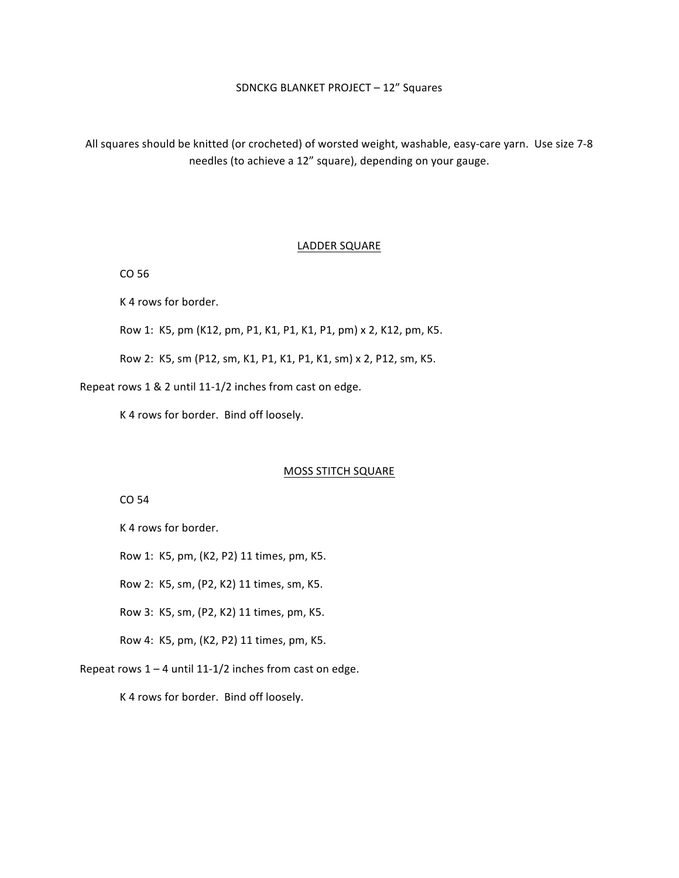SDNCKG BLANKET PROJECT – 12" Squares

All squares should be knitted (or crocheted) of worsted weight, washable, easy-care yarn. Use size 7-8 needles (to achieve a 12" square), depending on your gauge.

## LADDER SQUARE

CO 56

K 4 rows for border.

Row 1: K5, pm (K12, pm, P1, K1, P1, K1, P1, pm) x 2, K12, pm, K5.

Row 2: K5, sm (P12, sm, K1, P1, K1, P1, K1, sm) x 2, P12, sm, K5.

Repeat rows 1 & 2 until 11-1/2 inches from cast on edge.

K 4 rows for border. Bind off loosely.

## MOSS STITCH SQUARE

CO 54

K 4 rows for border.

Row 1: K5, pm, (K2, P2) 11 times, pm, K5.

Row 2: K5, sm, (P2, K2) 11 times, sm, K5.

Row 3: K5, sm, (P2, K2) 11 times, pm, K5.

Row 4: K5, pm, (K2, P2) 11 times, pm, K5.

Repeat rows 1 – 4 until 11-1/2 inches from cast on edge.

K 4 rows for border. Bind off loosely.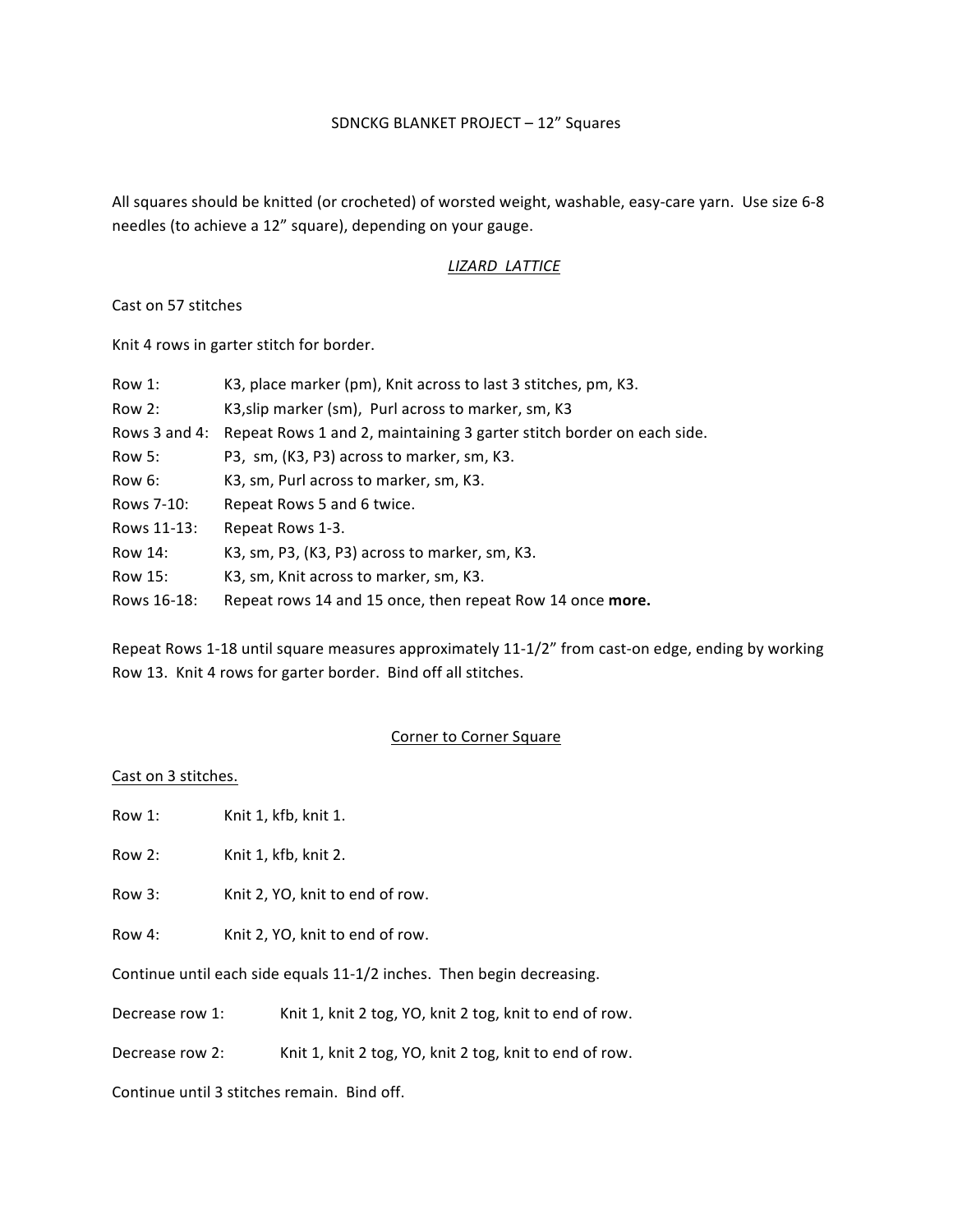SDNCKG BLANKET PROJECT – 12" Squares

All squares should be knitted (or crocheted) of worsted weight, washable, easy-care yarn. Use size 6-8 needles (to achieve a 12" square), depending on your gauge.

## *LIZARD LATTICE*

Cast on 57 stitches

Knit 4 rows in garter stitch for border.

| | |
|---|---|
| Row 1: | K3, place marker (pm), Knit across to last 3 stitches, pm, K3. |
| Row 2: | K3,slip marker (sm), Purl across to marker, sm, K3 |
| Rows 3 and 4: | Repeat Rows 1 and 2, maintaining 3 garter stitch border on each side. |
| Row 5: | P3, sm, (K3, P3) across to marker, sm, K3. |
| Row 6: | K3, sm, Purl across to marker, sm, K3. |
| Rows 7-10: | Repeat Rows 5 and 6 twice. |
| Rows 11-13: | Repeat Rows 1-3. |
| Row 14: | K3, sm, P3, (K3, P3) across to marker, sm, K3. |
| Row 15: | K3, sm, Knit across to marker, sm, K3. |
| Rows 16-18: | Repeat rows 14 and 15 once, then repeat Row 14 once **more.** |

Repeat Rows 1-18 until square measures approximately 11-1/2" from cast-on edge, ending by working Row 13. Knit 4 rows for garter border. Bind off all stitches.

## Corner to Corner Square

Cast on 3 stitches.

Row 1: Knit 1, kfb, knit 1.

Row 2: Knit 1, kfb, knit 2.

Row 3: Knit 2, YO, knit to end of row.

Row 4: Knit 2, YO, knit to end of row.

Continue until each side equals 11-1/2 inches. Then begin decreasing.

Decrease row 1: Knit 1, knit 2 tog, YO, knit 2 tog, knit to end of row.

Decrease row 2: Knit 1, knit 2 tog, YO, knit 2 tog, knit to end of row.

Continue until 3 stitches remain. Bind off.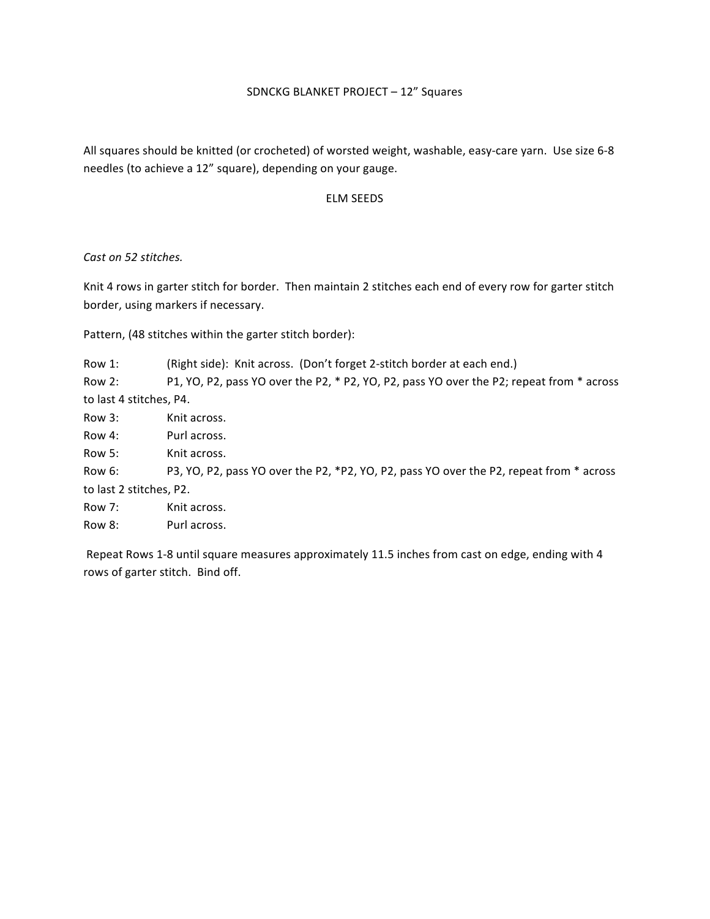# SDNCKG BLANKET PROJECT – 12" Squares

All squares should be knitted (or crocheted) of worsted weight, washable, easy-care yarn. Use size 6-8 needles (to achieve a 12" square), depending on your gauge.

## ELM SEEDS

*Cast on 52 stitches.*

Knit 4 rows in garter stitch for border. Then maintain 2 stitches each end of every row for garter stitch border, using markers if necessary.

Pattern, (48 stitches within the garter stitch border):

Row 1: (Right side): Knit across. (Don't forget 2-stitch border at each end.)
Row 2: P1, YO, P2, pass YO over the P2, * P2, YO, P2, pass YO over the P2; repeat from * across to last 4 stitches, P4.
Row 3: Knit across.
Row 4: Purl across.
Row 5: Knit across.
Row 6: P3, YO, P2, pass YO over the P2, *P2, YO, P2, pass YO over the P2, repeat from * across to last 2 stitches, P2.
Row 7: Knit across.
Row 8: Purl across.

Repeat Rows 1-8 until square measures approximately 11.5 inches from cast on edge, ending with 4 rows of garter stitch. Bind off.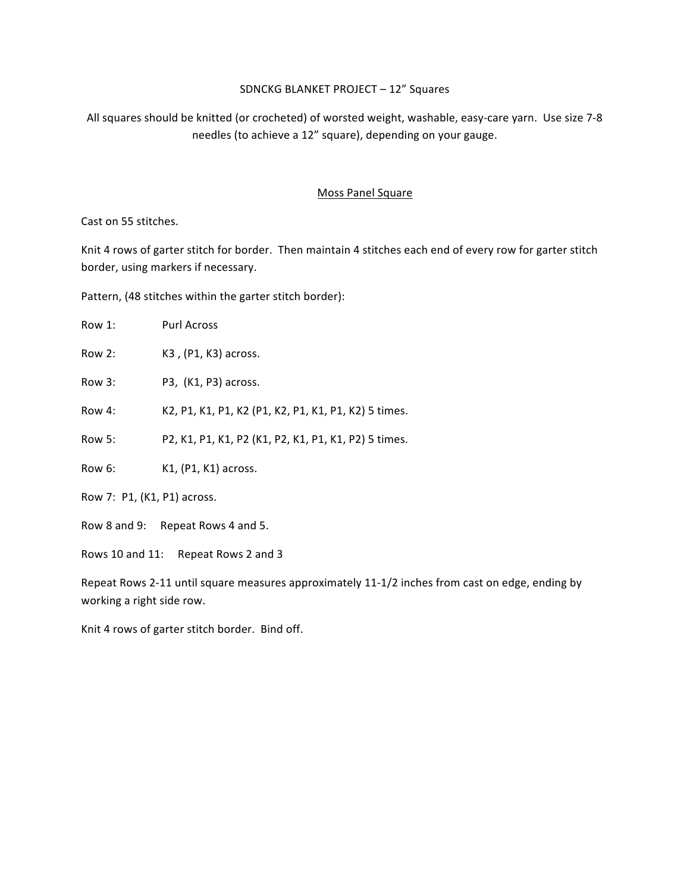SDNCKG BLANKET PROJECT – 12" Squares

All squares should be knitted (or crocheted) of worsted weight, washable, easy-care yarn. Use size 7-8 needles (to achieve a 12" square), depending on your gauge.

## Moss Panel Square

Cast on 55 stitches.

Knit 4 rows of garter stitch for border. Then maintain 4 stitches each end of every row for garter stitch border, using markers if necessary.

Pattern, (48 stitches within the garter stitch border):

Row 1: Purl Across

Row 2: K3 , (P1, K3) across.

Row 3: P3, (K1, P3) across.

Row 4: K2, P1, K1, P1, K2 (P1, K2, P1, K1, P1, K2) 5 times.

Row 5: P2, K1, P1, K1, P2 (K1, P2, K1, P1, K1, P2) 5 times.

Row 6: K1, (P1, K1) across.

Row 7: P1, (K1, P1) across.

Row 8 and 9: Repeat Rows 4 and 5.

Rows 10 and 11: Repeat Rows 2 and 3

Repeat Rows 2-11 until square measures approximately 11-1/2 inches from cast on edge, ending by working a right side row.

Knit 4 rows of garter stitch border. Bind off.